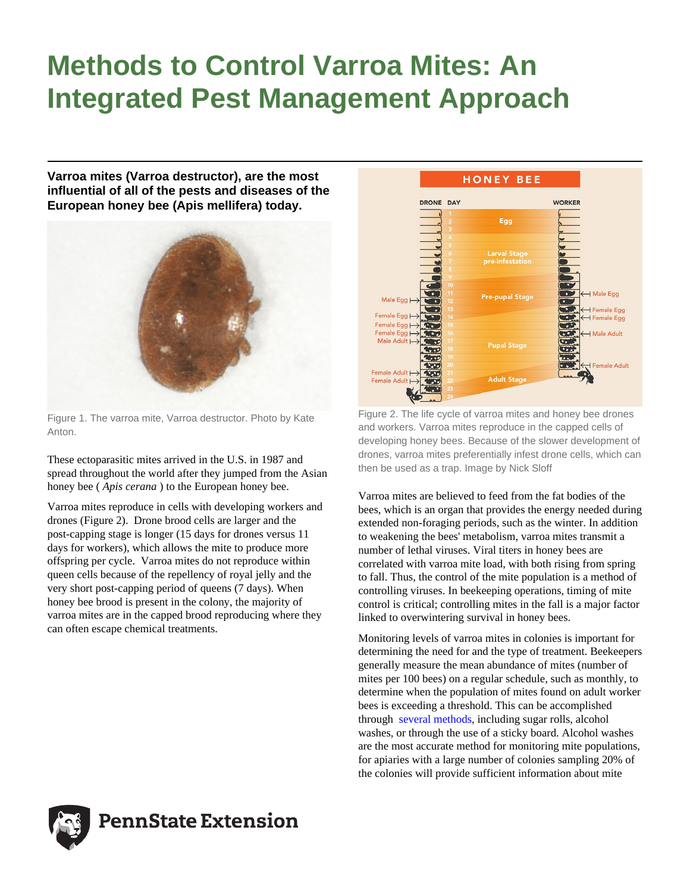# Methods to Control Varroa Mites: An Integrated Pest Management Approach

**Varroa mites (Varroa destructor), are the most influential of all of the pests and diseases of the European honey bee (Apis mellifera) today.**

Figure 1. The varroa mite, Varroa destructor. Photo by Kate Anton.

These ectoparasitic mites arrived in the U.S. in 1987 and spread throughout the world after they jumped from the Asian honey bee ( *Apis cerana* ) to the European honey bee.

Varroa mites reproduce in cells with developing workers and drones (Figure 2). Drone brood cells are larger and the post-capping stage is longer (15 days for drones versus 11 days for workers), which allows the mite to produce more offspring per cycle. Varroa mites do not reproduce within queen cells because of the repellency of royal jelly and the very short post-capping period of queens (7 days). When honey bee brood is present in the colony, the majority of varroa mites are in the capped brood reproducing where they can often escape chemical treatments.

Figure 2. The life cycle of varroa mites and honey bee drones and workers. Varroa mites reproduce in the capped cells of developing honey bees. Because of the slower development of drones, varroa mites preferentially infest drone cells, which can then be used as a trap. Image by Nick Sloff

Varroa mites are believed to feed from the fat bodies of the bees, which is an organ that provides the energy needed during extended non-foraging periods, such as the winter. In addition to weakening the bees' metabolism, varroa mites transmit a number of lethal viruses. Viral titers in honey bees are correlated with varroa mite load, with both rising from spring to fall. Thus, the control of the mite population is a method of controlling viruses. In beekeeping operations, timing of mite control is critical; controlling mites in the fall is a major factor linked to overwintering survival in honey bees.

Monitoring levels of varroa mites in colonies is important for determining the need for and the type of treatment. Beekeepers generally measure the mean abundance of mites (number of mites per 100 bees) on a regular schedule, such as monthly, to determine when the population of mites found on adult worker bees is exceeding a threshold. This can be accomplished through several methods, including sugar rolls, alcohol washes, or through the use of a sticky board. Alcohol washes are the most accurate method for monitoring mite populations, for apiaries with a large number of colonies sampling 20% of the colonies will provide sufficient information about mite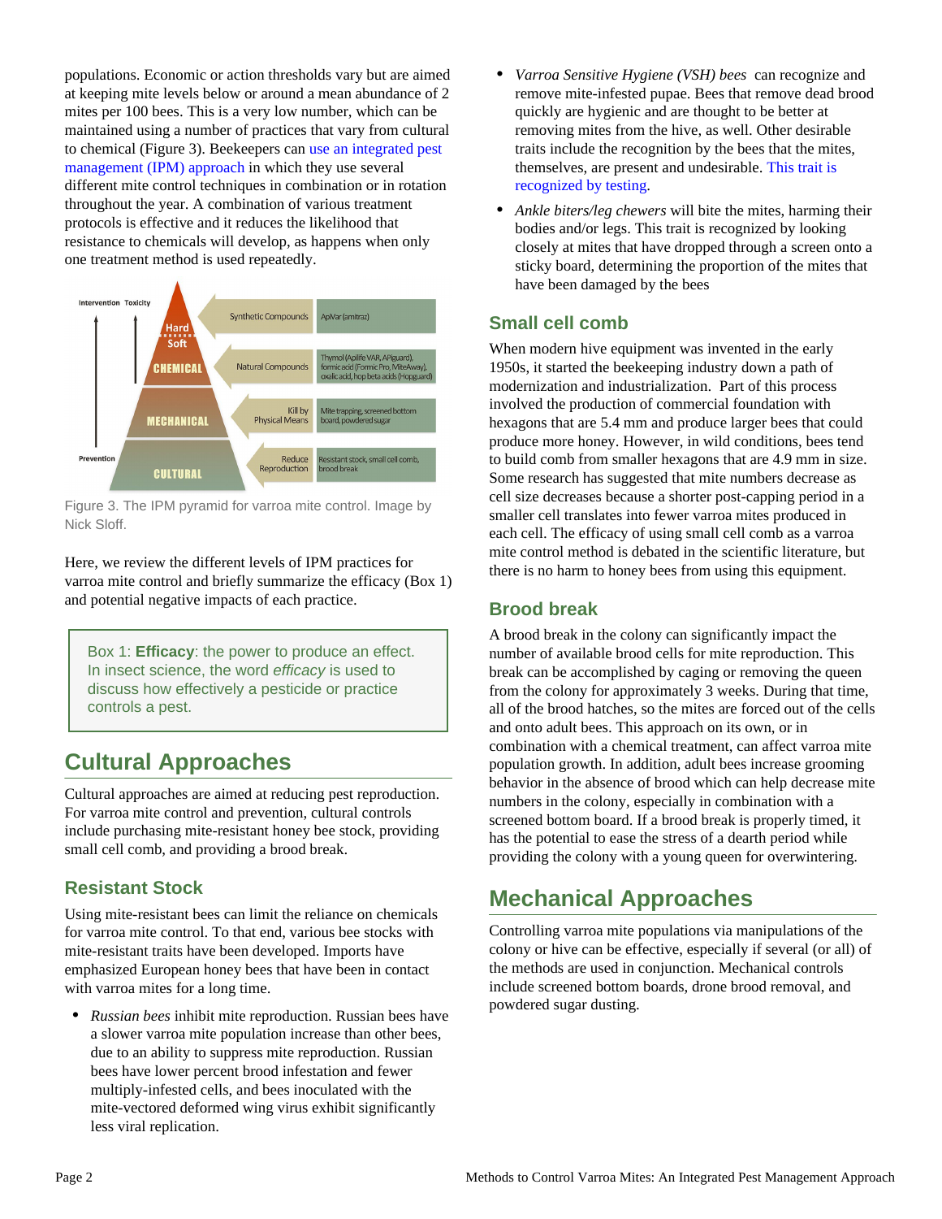populations. Economic or action thresholds vary but are aimed at keeping mite levels below or around a mean abundance of 2 mites per 100 bees. This is a very low number, which can be maintained using a number of practices that vary from cultural to chemical (Figure 3). Beekeepers can use an integrated pest management (IPM) approach in which they use several different mite control techniques in combination or in rotation throughout the year. A combination of various treatment protocols is effective and it reduces the likelihood that resistance to chemicals will develop, as happens when only one treatment method is used repeatedly.

Figure 3. The IPM pyramid for varroa mite control. Image by Nick Sloff.

Here, we review the different levels of IPM practices for varroa mite control and briefly summarize the efficacy (Box 1) and potential negative impacts of each practice.

> Box 1: **Efficacy**: the power to produce an effect. In insect science, the word *efficacy* is used to discuss how effectively a pesticide or practice controls a pest.

# Cultural Approaches

Cultural approaches are aimed at reducing pest reproduction. For varroa mite control and prevention, cultural controls include purchasing mite-resistant honey bee stock, providing small cell comb, and providing a brood break.

## Resistant Stock

Using mite-resistant bees can limit the reliance on chemicals for varroa mite control. To that end, various bee stocks with mite-resistant traits have been developed. Imports have emphasized European honey bees that have been in contact with varroa mites for a long time.

- *Russian bees* inhibit mite reproduction. Russian bees have a slower varroa mite population increase than other bees, due to an ability to suppress mite reproduction. Russian bees have lower percent brood infestation and fewer multiply-infested cells, and bees inoculated with the mite-vectored deformed wing virus exhibit significantly less viral replication.
- *Varroa Sensitive Hygiene (VSH) bees* can recognize and remove mite-infested pupae. Bees that remove dead brood quickly are hygienic and are thought to be better at removing mites from the hive, as well. Other desirable traits include the recognition by the bees that the mites, themselves, are present and undesirable. This trait is recognized by testing.
- *Ankle biters/leg chewers* will bite the mites, harming their bodies and/or legs. This trait is recognized by looking closely at mites that have dropped through a screen onto a sticky board, determining the proportion of the mites that have been damaged by the bees

## Small cell comb

When modern hive equipment was invented in the early 1950s, it started the beekeeping industry down a path of modernization and industrialization. Part of this process involved the production of commercial foundation with hexagons that are 5.4 mm and produce larger bees that could produce more honey. However, in wild conditions, bees tend to build comb from smaller hexagons that are 4.9 mm in size. Some research has suggested that mite numbers decrease as cell size decreases because a shorter post-capping period in a smaller cell translates into fewer varroa mites produced in each cell. The efficacy of using small cell comb as a varroa mite control method is debated in the scientific literature, but there is no harm to honey bees from using this equipment.

## Brood break

A brood break in the colony can significantly impact the number of available brood cells for mite reproduction. This break can be accomplished by caging or removing the queen from the colony for approximately 3 weeks. During that time, all of the brood hatches, so the mites are forced out of the cells and onto adult bees. This approach on its own, or in combination with a chemical treatment, can affect varroa mite population growth. In addition, adult bees increase grooming behavior in the absence of brood which can help decrease mite numbers in the colony, especially in combination with a screened bottom board. If a brood break is properly timed, it has the potential to ease the stress of a dearth period while providing the colony with a young queen for overwintering.

# Mechanical Approaches

Controlling varroa mite populations via manipulations of the colony or hive can be effective, especially if several (or all) of the methods are used in conjunction. Mechanical controls include screened bottom boards, drone brood removal, and powdered sugar dusting.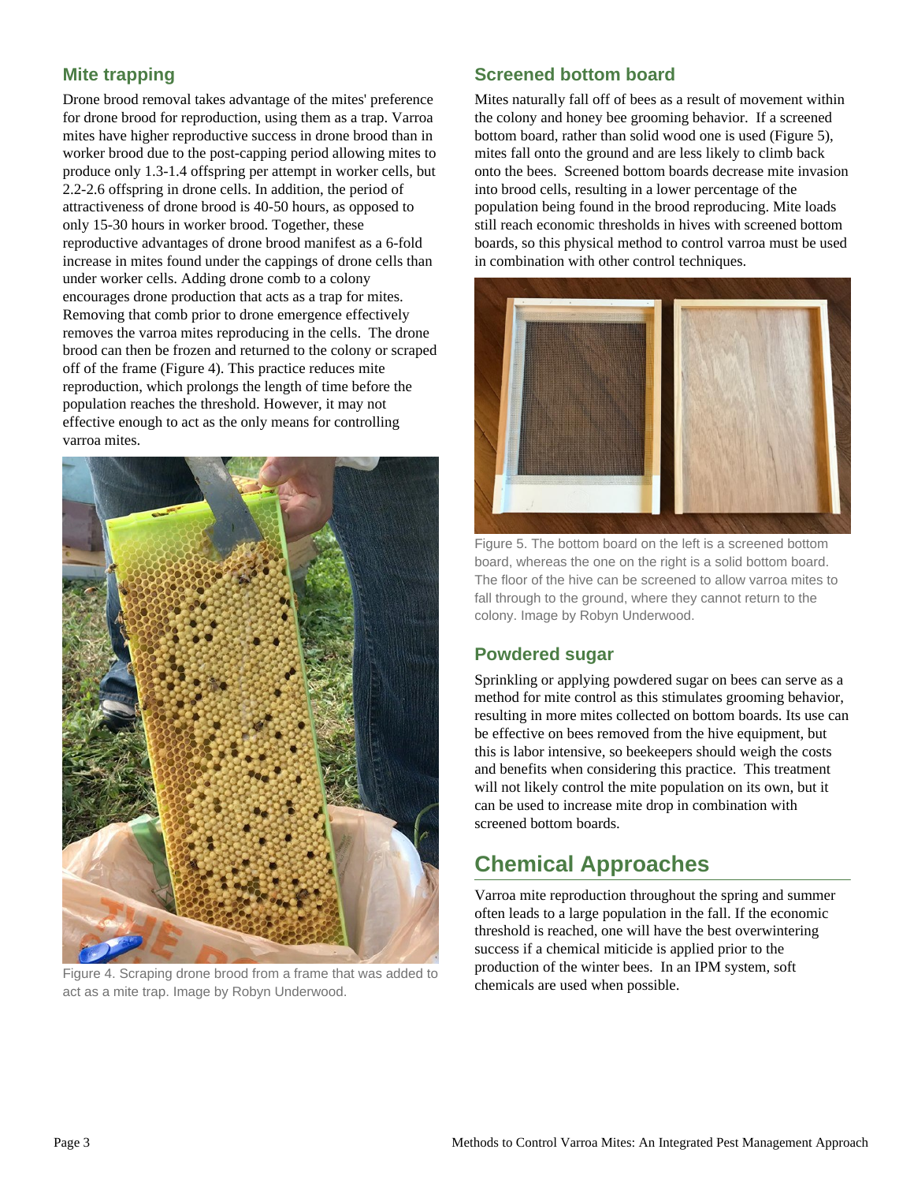## Mite trapping

Drone brood removal takes advantage of the mites' preference for drone brood for reproduction, using them as a trap. Varroa mites have higher reproductive success in drone brood than in worker brood due to the post-capping period allowing mites to produce only 1.3-1.4 offspring per attempt in worker cells, but 2.2-2.6 offspring in drone cells. In addition, the period of attractiveness of drone brood is 40-50 hours, as opposed to only 15-30 hours in worker brood. Together, these reproductive advantages of drone brood manifest as a 6-fold increase in mites found under the cappings of drone cells than under worker cells. Adding drone comb to a colony encourages drone production that acts as a trap for mites. Removing that comb prior to drone emergence effectively removes the varroa mites reproducing in the cells. The drone brood can then be frozen and returned to the colony or scraped off of the frame (Figure 4). This practice reduces mite reproduction, which prolongs the length of time before the population reaches the threshold. However, it may not effective enough to act as the only means for controlling varroa mites.

Figure 4. Scraping drone brood from a frame that was added to act as a mite trap. Image by Robyn Underwood.

## Screened bottom board

Mites naturally fall off of bees as a result of movement within the colony and honey bee grooming behavior. If a screened bottom board, rather than solid wood one is used (Figure 5), mites fall onto the ground and are less likely to climb back onto the bees. Screened bottom boards decrease mite invasion into brood cells, resulting in a lower percentage of the population being found in the brood reproducing. Mite loads still reach economic thresholds in hives with screened bottom boards, so this physical method to control varroa must be used in combination with other control techniques.

Figure 5. The bottom board on the left is a screened bottom board, whereas the one on the right is a solid bottom board. The floor of the hive can be screened to allow varroa mites to fall through to the ground, where they cannot return to the colony. Image by Robyn Underwood.

## Powdered sugar

Sprinkling or applying powdered sugar on bees can serve as a method for mite control as this stimulates grooming behavior, resulting in more mites collected on bottom boards. Its use can be effective on bees removed from the hive equipment, but this is labor intensive, so beekeepers should weigh the costs and benefits when considering this practice. This treatment will not likely control the mite population on its own, but it can be used to increase mite drop in combination with screened bottom boards.

# Chemical Approaches

Varroa mite reproduction throughout the spring and summer often leads to a large population in the fall. If the economic threshold is reached, one will have the best overwintering success if a chemical miticide is applied prior to the production of the winter bees. In an IPM system, soft chemicals are used when possible.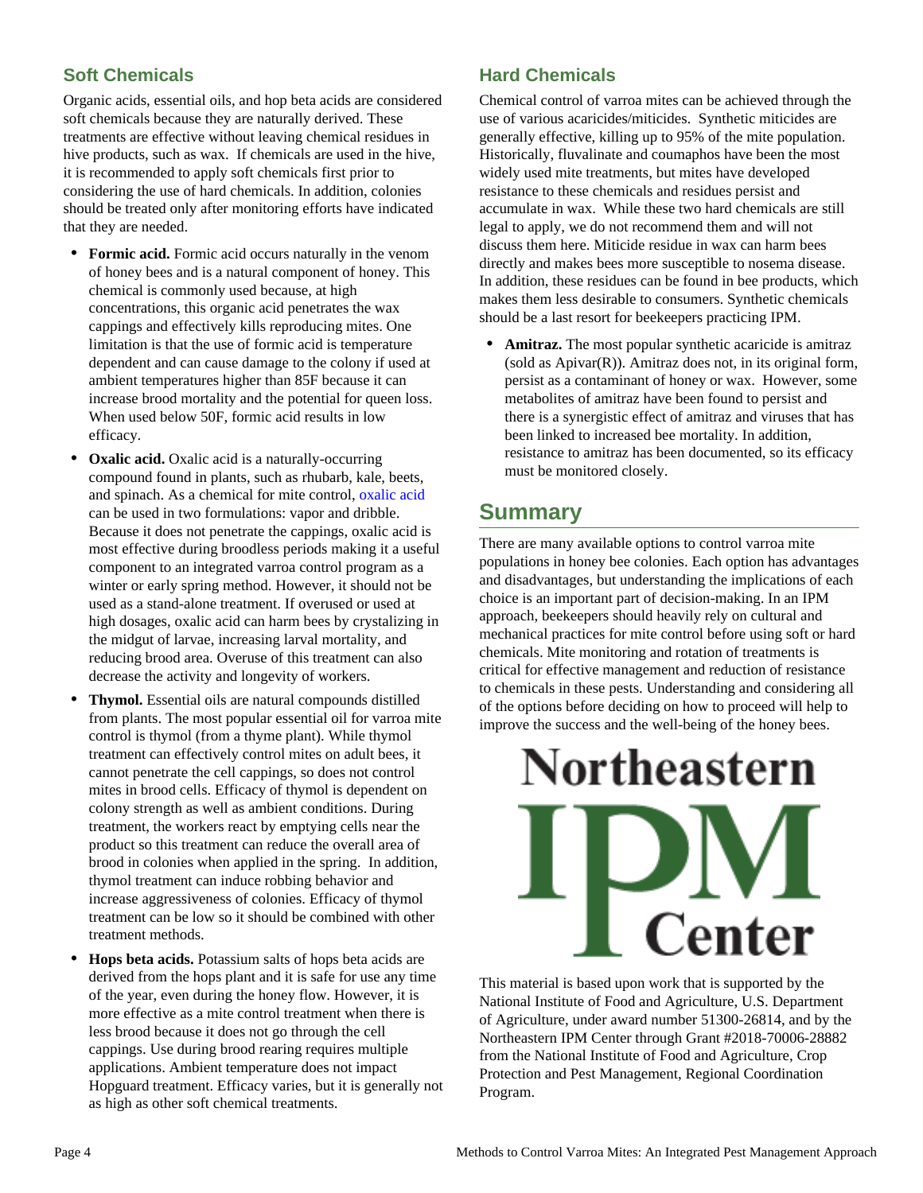### Soft Chemicals

Organic acids, essential oils, and hop beta acids are considered soft chemicals because they are naturally derived. These treatments are effective without leaving chemical residues in hive products, such as wax. If chemicals are used in the hive, it is recommended to apply soft chemicals first prior to considering the use of hard chemicals. In addition, colonies should be treated only after monitoring efforts have indicated that they are needed.

- **Formic acid.** Formic acid occurs naturally in the venom of honey bees and is a natural component of honey. This chemical is commonly used because, at high concentrations, this organic acid penetrates the wax cappings and effectively kills reproducing mites. One limitation is that the use of formic acid is temperature dependent and can cause damage to the colony if used at ambient temperatures higher than 85F because it can increase brood mortality and the potential for queen loss. When used below 50F, formic acid results in low efficacy.
- **Oxalic acid.** Oxalic acid is a naturally-occurring compound found in plants, such as rhubarb, kale, beets, and spinach. As a chemical for mite control, oxalic acid can be used in two formulations: vapor and dribble. Because it does not penetrate the cappings, oxalic acid is most effective during broodless periods making it a useful component to an integrated varroa control program as a winter or early spring method. However, it should not be used as a stand-alone treatment. If overused or used at high dosages, oxalic acid can harm bees by crystalizing in the midgut of larvae, increasing larval mortality, and reducing brood area. Overuse of this treatment can also decrease the activity and longevity of workers.
- **Thymol.** Essential oils are natural compounds distilled from plants. The most popular essential oil for varroa mite control is thymol (from a thyme plant). While thymol treatment can effectively control mites on adult bees, it cannot penetrate the cell cappings, so does not control mites in brood cells. Efficacy of thymol is dependent on colony strength as well as ambient conditions. During treatment, the workers react by emptying cells near the product so this treatment can reduce the overall area of brood in colonies when applied in the spring. In addition, thymol treatment can induce robbing behavior and increase aggressiveness of colonies. Efficacy of thymol treatment can be low so it should be combined with other treatment methods.
- **Hops beta acids.** Potassium salts of hops beta acids are derived from the hops plant and it is safe for use any time of the year, even during the honey flow. However, it is more effective as a mite control treatment when there is less brood because it does not go through the cell cappings. Use during brood rearing requires multiple applications. Ambient temperature does not impact Hopguard treatment. Efficacy varies, but it is generally not as high as other soft chemical treatments.

### Hard Chemicals

Chemical control of varroa mites can be achieved through the use of various acaricides/miticides. Synthetic miticides are generally effective, killing up to 95% of the mite population. Historically, fluvalinate and coumaphos have been the most widely used mite treatments, but mites have developed resistance to these chemicals and residues persist and accumulate in wax. While these two hard chemicals are still legal to apply, we do not recommend them and will not discuss them here. Miticide residue in wax can harm bees directly and makes bees more susceptible to nosema disease. In addition, these residues can be found in bee products, which makes them less desirable to consumers. Synthetic chemicals should be a last resort for beekeepers practicing IPM.

- **Amitraz.** The most popular synthetic acaricide is amitraz (sold as Apivar(R)). Amitraz does not, in its original form, persist as a contaminant of honey or wax. However, some metabolites of amitraz have been found to persist and there is a synergistic effect of amitraz and viruses that has been linked to increased bee mortality. In addition, resistance to amitraz has been documented, so its efficacy must be monitored closely.

## Summary

There are many available options to control varroa mite populations in honey bee colonies. Each option has advantages and disadvantages, but understanding the implications of each choice is an important part of decision-making. In an IPM approach, beekeepers should heavily rely on cultural and mechanical practices for mite control before using soft or hard chemicals. Mite monitoring and rotation of treatments is critical for effective management and reduction of resistance to chemicals in these pests. Understanding and considering all of the options before deciding on how to proceed will help to improve the success and the well-being of the honey bees.

Northeastern IPM Center

This material is based upon work that is supported by the National Institute of Food and Agriculture, U.S. Department of Agriculture, under award number 51300-26814, and by the Northeastern IPM Center through Grant #2018-70006-28882 from the National Institute of Food and Agriculture, Crop Protection and Pest Management, Regional Coordination Program.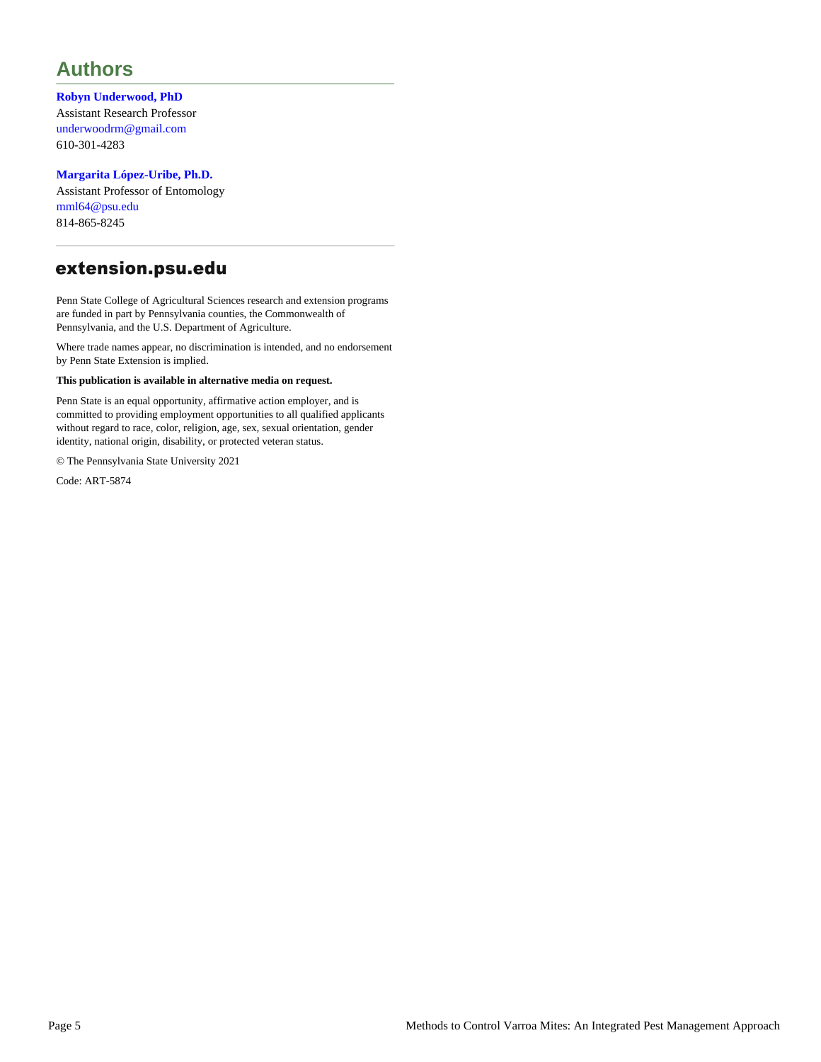## Authors

**Robyn Underwood, PhD**
Assistant Research Professor
underwoodrm@gmail.com
610-301-4283

**Margarita López-Uribe, Ph.D.**
Assistant Professor of Entomology
mml64@psu.edu
814-865-8245

---

**extension.psu.edu**

Penn State College of Agricultural Sciences research and extension programs are funded in part by Pennsylvania counties, the Commonwealth of Pennsylvania, and the U.S. Department of Agriculture.

Where trade names appear, no discrimination is intended, and no endorsement by Penn State Extension is implied.

**This publication is available in alternative media on request.**

Penn State is an equal opportunity, affirmative action employer, and is committed to providing employment opportunities to all qualified applicants without regard to race, color, religion, age, sex, sexual orientation, gender identity, national origin, disability, or protected veteran status.

© The Pennsylvania State University 2021

Code: ART-5874